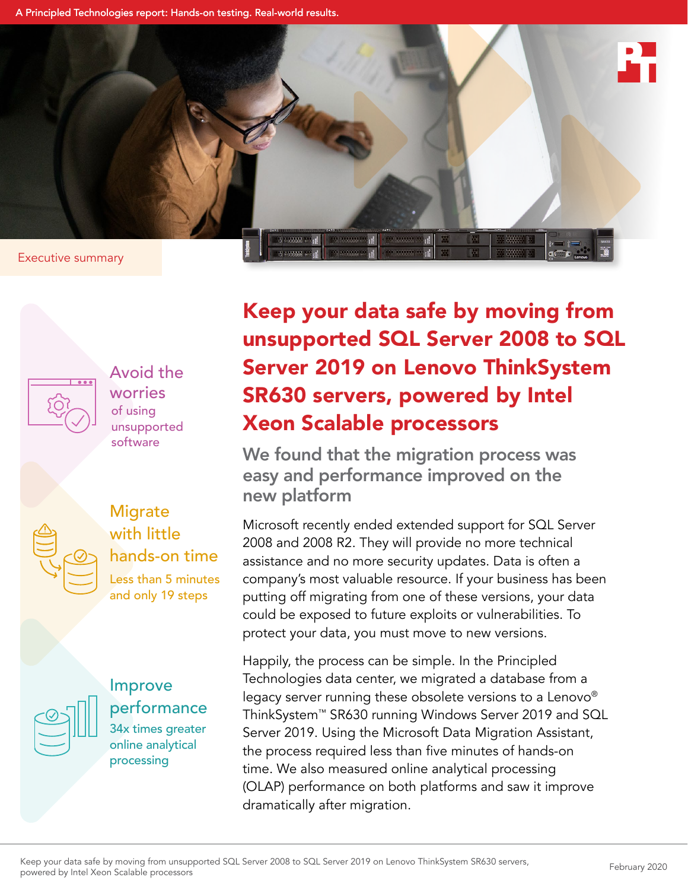A Principled Technologies report: Hands-on testing. Real-world results.

Executive summary

# Keep your data safe by moving from unsupported SQL Server 2008 to SQL Server 2019 on Lenovo ThinkSystem SR630 servers, powered by Intel Xeon Scalable processors

## We found that the migration process was easy and performance improved on the new platform

**Avoid the worries** of using unsupported software

**Migrate with little hands-on time**
Less than 5 minutes and only 19 steps

**Improve performance**
34x times greater online analytical processing

Microsoft recently ended extended support for SQL Server 2008 and 2008 R2. They will provide no more technical assistance and no more security updates. Data is often a company's most valuable resource. If your business has been putting off migrating from one of these versions, your data could be exposed to future exploits or vulnerabilities. To protect your data, you must move to new versions.

Happily, the process can be simple. In the Principled Technologies data center, we migrated a database from a legacy server running these obsolete versions to a Lenovo® ThinkSystem™ SR630 running Windows Server 2019 and SQL Server 2019. Using the Microsoft Data Migration Assistant, the process required less than five minutes of hands-on time. We also measured online analytical processing (OLAP) performance on both platforms and saw it improve dramatically after migration.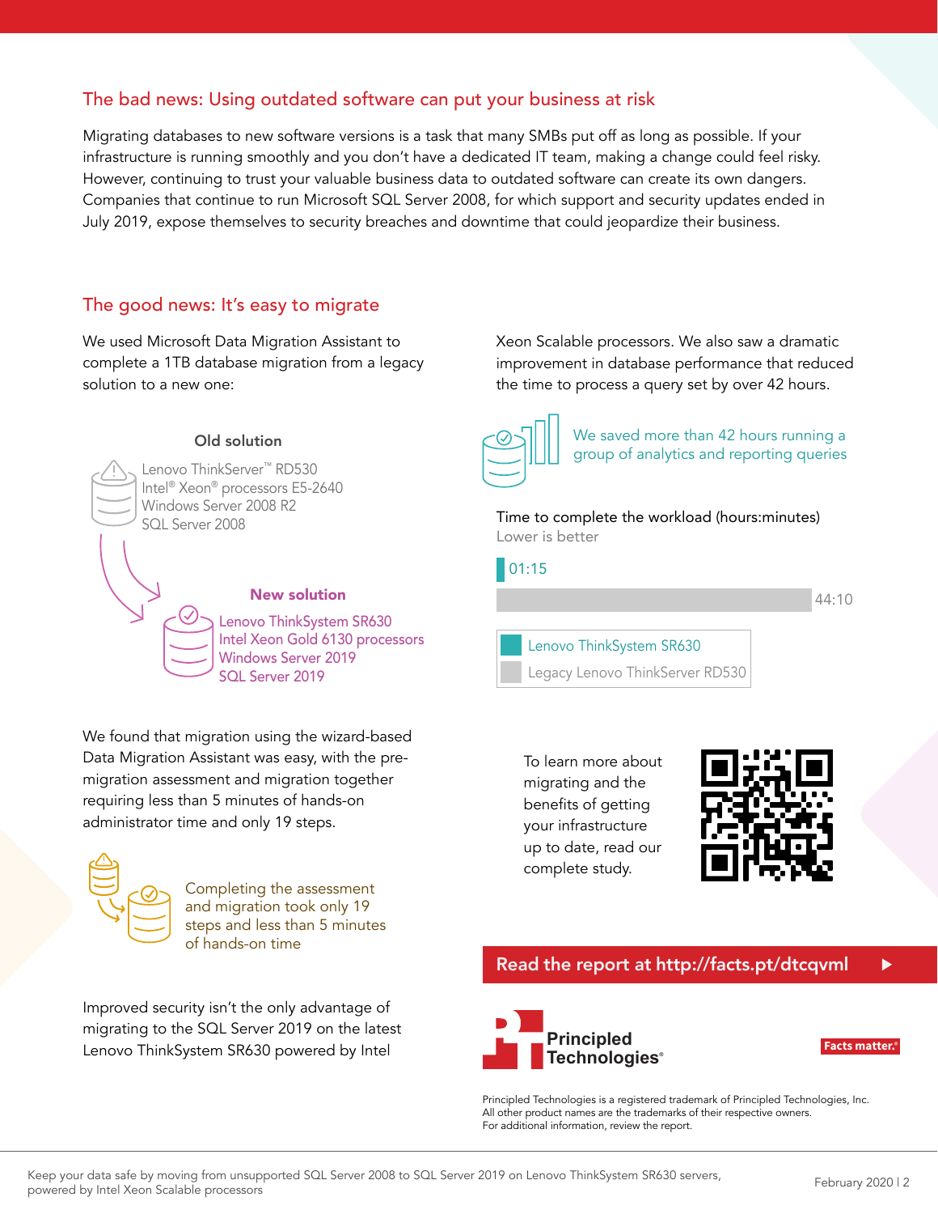## The bad news: Using outdated software can put your business at risk

Migrating databases to new software versions is a task that many SMBs put off as long as possible. If your infrastructure is running smoothly and you don't have a dedicated IT team, making a change could feel risky. However, continuing to trust your valuable business data to outdated software can create its own dangers. Companies that continue to run Microsoft SQL Server 2008, for which support and security updates ended in July 2019, expose themselves to security breaches and downtime that could jeopardize their business.

## The good news: It's easy to migrate

We used Microsoft Data Migration Assistant to complete a 1TB database migration from a legacy solution to a new one:

**Old solution**

Lenovo ThinkServer™ RD530
Intel® Xeon® processors E5-2640
Windows Server 2008 R2
SQL Server 2008

**New solution**

Lenovo ThinkSystem SR630
Intel Xeon Gold 6130 processors
Windows Server 2019
SQL Server 2019

We found that migration using the wizard-based Data Migration Assistant was easy, with the pre-migration assessment and migration together requiring less than 5 minutes of hands-on administrator time and only 19 steps.

Completing the assessment and migration took only 19 steps and less than 5 minutes of hands-on time

Improved security isn't the only advantage of migrating to the SQL Server 2019 on the latest Lenovo ThinkSystem SR630 powered by Intel Xeon Scalable processors. We also saw a dramatic improvement in database performance that reduced the time to process a query set by over 42 hours.

We saved more than 42 hours running a group of analytics and reporting queries

Time to complete the workload (hours:minutes)
Lower is better

01:15
44:10

Lenovo ThinkSystem SR630
Legacy Lenovo ThinkServer RD530

To learn more about migrating and the benefits of getting your infrastructure up to date, read our complete study.

**Read the report at http://facts.pt/dtcqvml**

Principled Technologies®

Facts matter.®

Principled Technologies is a registered trademark of Principled Technologies, Inc.
All other product names are the trademarks of their respective owners.
For additional information, review the report.